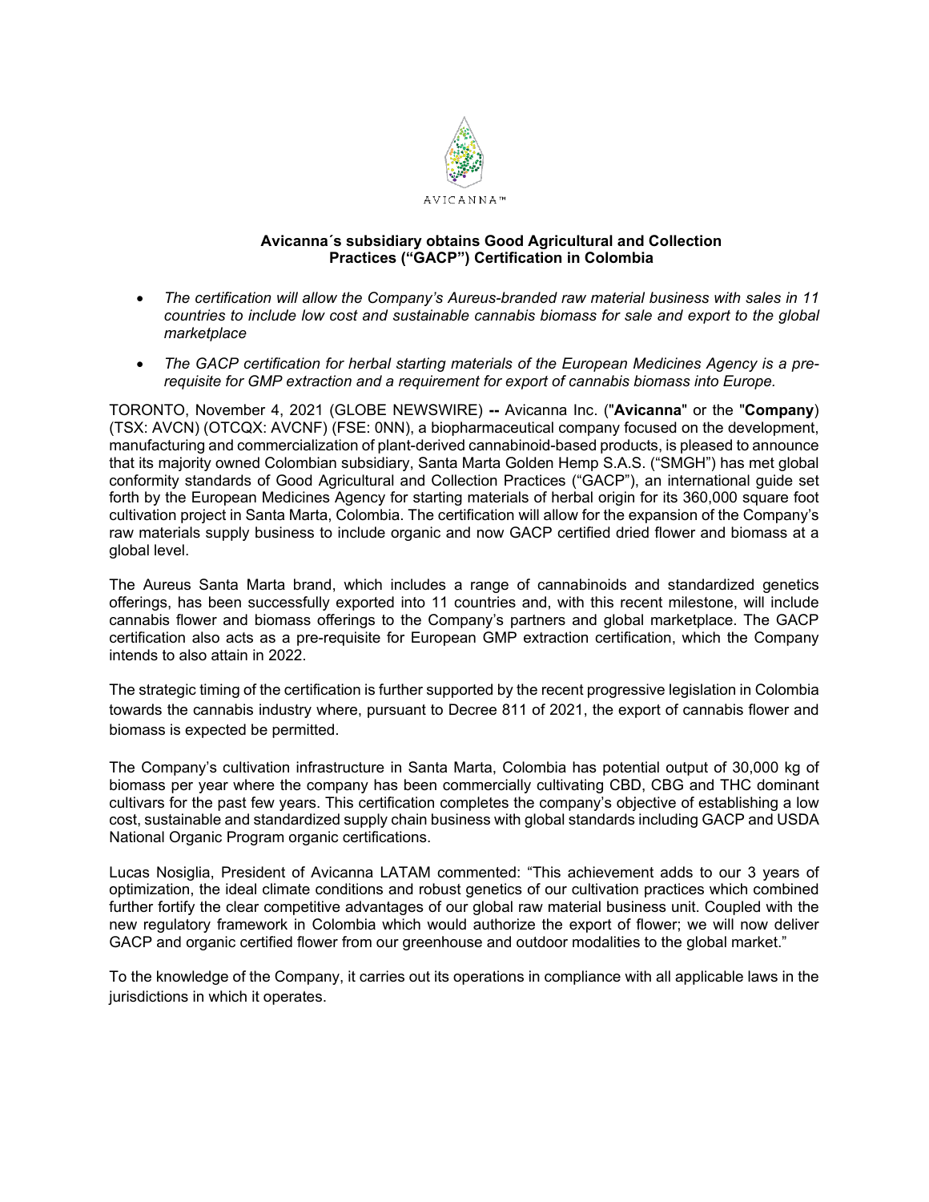AVICANNA™

# Avicanna´s subsidiary obtains Good Agricultural and Collection Practices ("GACP") Certification in Colombia

- *The certification will allow the Company's Aureus-branded raw material business with sales in 11 countries to include low cost and sustainable cannabis biomass for sale and export to the global marketplace*
- *The GACP certification for herbal starting materials of the European Medicines Agency is a pre-requisite for GMP extraction and a requirement for export of cannabis biomass into Europe.*

TORONTO, November 4, 2021 (GLOBE NEWSWIRE) **--** Avicanna Inc. ("**Avicanna**" or the "**Company**) (TSX: AVCN) (OTCQX: AVCNF) (FSE: 0NN), a biopharmaceutical company focused on the development, manufacturing and commercialization of plant-derived cannabinoid-based products, is pleased to announce that its majority owned Colombian subsidiary, Santa Marta Golden Hemp S.A.S. ("SMGH") has met global conformity standards of Good Agricultural and Collection Practices ("GACP"), an international guide set forth by the European Medicines Agency for starting materials of herbal origin for its 360,000 square foot cultivation project in Santa Marta, Colombia. The certification will allow for the expansion of the Company's raw materials supply business to include organic and now GACP certified dried flower and biomass at a global level.

The Aureus Santa Marta brand, which includes a range of cannabinoids and standardized genetics offerings, has been successfully exported into 11 countries and, with this recent milestone, will include cannabis flower and biomass offerings to the Company's partners and global marketplace. The GACP certification also acts as a pre-requisite for European GMP extraction certification, which the Company intends to also attain in 2022.

The strategic timing of the certification is further supported by the recent progressive legislation in Colombia towards the cannabis industry where, pursuant to Decree 811 of 2021, the export of cannabis flower and biomass is expected be permitted.

The Company's cultivation infrastructure in Santa Marta, Colombia has potential output of 30,000 kg of biomass per year where the company has been commercially cultivating CBD, CBG and THC dominant cultivars for the past few years. This certification completes the company's objective of establishing a low cost, sustainable and standardized supply chain business with global standards including GACP and USDA National Organic Program organic certifications.

Lucas Nosiglia, President of Avicanna LATAM commented: "This achievement adds to our 3 years of optimization, the ideal climate conditions and robust genetics of our cultivation practices which combined further fortify the clear competitive advantages of our global raw material business unit. Coupled with the new regulatory framework in Colombia which would authorize the export of flower; we will now deliver GACP and organic certified flower from our greenhouse and outdoor modalities to the global market."

To the knowledge of the Company, it carries out its operations in compliance with all applicable laws in the jurisdictions in which it operates.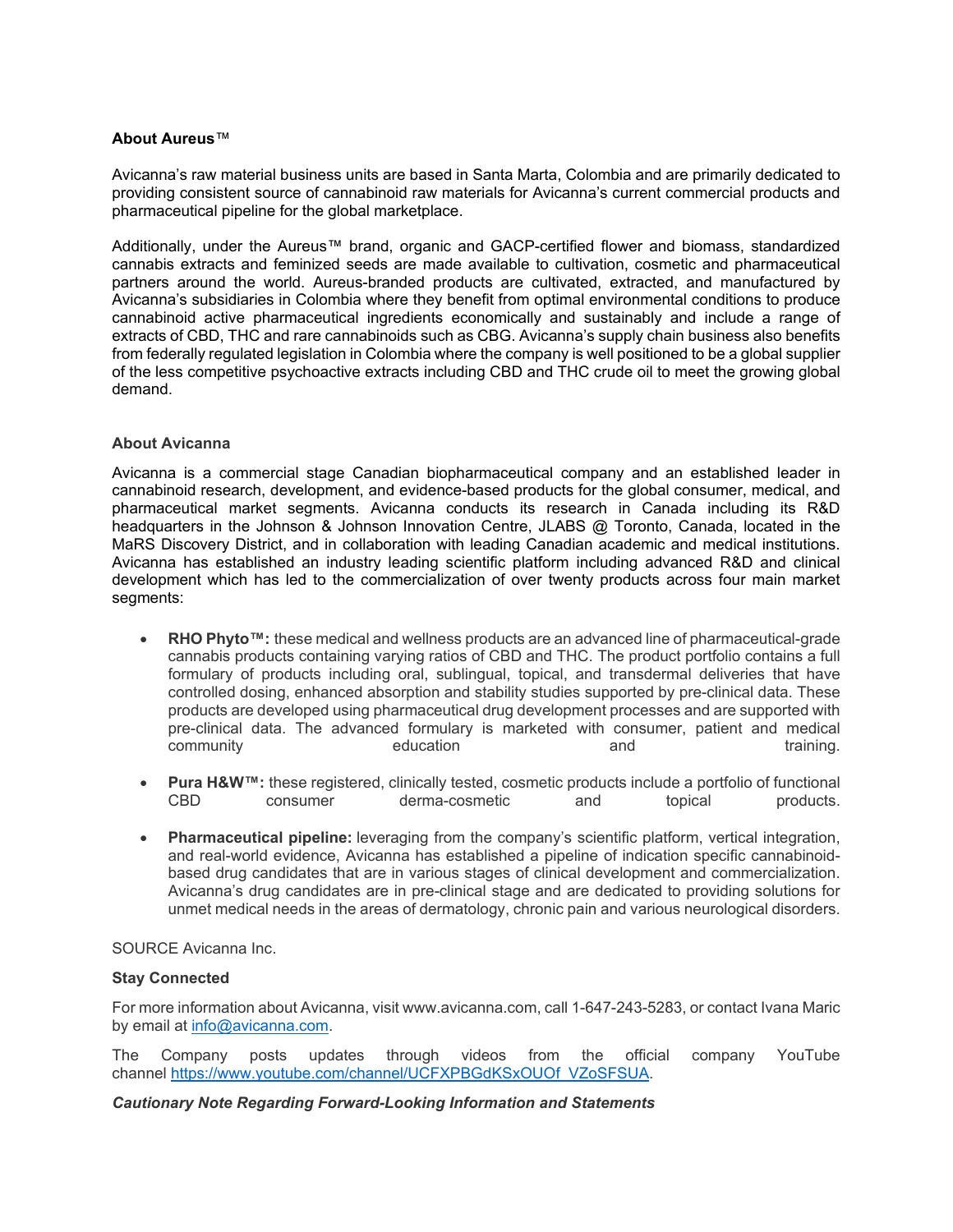**About Aureus™**

Avicanna's raw material business units are based in Santa Marta, Colombia and are primarily dedicated to providing consistent source of cannabinoid raw materials for Avicanna's current commercial products and pharmaceutical pipeline for the global marketplace.

Additionally, under the Aureus™ brand, organic and GACP-certified flower and biomass, standardized cannabis extracts and feminized seeds are made available to cultivation, cosmetic and pharmaceutical partners around the world. Aureus-branded products are cultivated, extracted, and manufactured by Avicanna's subsidiaries in Colombia where they benefit from optimal environmental conditions to produce cannabinoid active pharmaceutical ingredients economically and sustainably and include a range of extracts of CBD, THC and rare cannabinoids such as CBG. Avicanna's supply chain business also benefits from federally regulated legislation in Colombia where the company is well positioned to be a global supplier of the less competitive psychoactive extracts including CBD and THC crude oil to meet the growing global demand.

**About Avicanna**

Avicanna is a commercial stage Canadian biopharmaceutical company and an established leader in cannabinoid research, development, and evidence-based products for the global consumer, medical, and pharmaceutical market segments. Avicanna conducts its research in Canada including its R&D headquarters in the Johnson & Johnson Innovation Centre, JLABS @ Toronto, Canada, located in the MaRS Discovery District, and in collaboration with leading Canadian academic and medical institutions. Avicanna has established an industry leading scientific platform including advanced R&D and clinical development which has led to the commercialization of over twenty products across four main market segments:

- **RHO Phyto™:** these medical and wellness products are an advanced line of pharmaceutical-grade cannabis products containing varying ratios of CBD and THC. The product portfolio contains a full formulary of products including oral, sublingual, topical, and transdermal deliveries that have controlled dosing, enhanced absorption and stability studies supported by pre-clinical data. These products are developed using pharmaceutical drug development processes and are supported with pre-clinical data. The advanced formulary is marketed with consumer, patient and medical community education and training.
- **Pura H&W™:** these registered, clinically tested, cosmetic products include a portfolio of functional CBD consumer derma-cosmetic and topical products.
- **Pharmaceutical pipeline:** leveraging from the company's scientific platform, vertical integration, and real-world evidence, Avicanna has established a pipeline of indication specific cannabinoid-based drug candidates that are in various stages of clinical development and commercialization. Avicanna's drug candidates are in pre-clinical stage and are dedicated to providing solutions for unmet medical needs in the areas of dermatology, chronic pain and various neurological disorders.

SOURCE Avicanna Inc.

**Stay Connected**

For more information about Avicanna, visit www.avicanna.com, call 1-647-243-5283, or contact Ivana Maric by email at info@avicanna.com.

The Company posts updates through videos from the official company YouTube channel https://www.youtube.com/channel/UCFXPBGdKSxOUOf_VZoSFSUA.

***Cautionary Note Regarding Forward-Looking Information and Statements***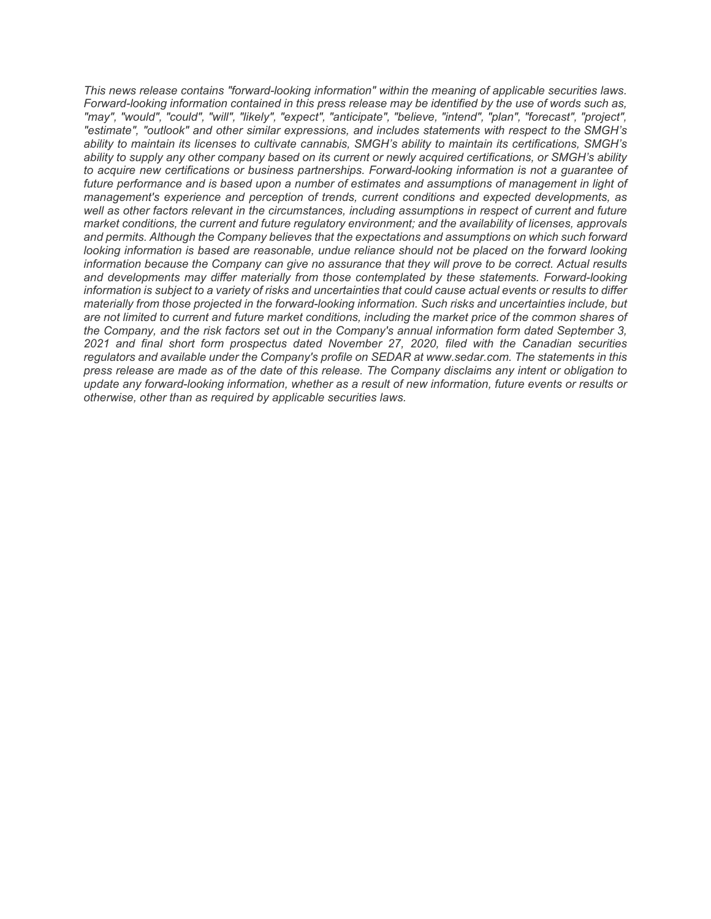*This news release contains "forward-looking information" within the meaning of applicable securities laws. Forward-looking information contained in this press release may be identified by the use of words such as, "may", "would", "could", "will", "likely", "expect", "anticipate", "believe, "intend", "plan", "forecast", "project", "estimate", "outlook" and other similar expressions, and includes statements with respect to the SMGH's ability to maintain its licenses to cultivate cannabis, SMGH's ability to maintain its certifications, SMGH's ability to supply any other company based on its current or newly acquired certifications, or SMGH's ability to acquire new certifications or business partnerships. Forward-looking information is not a guarantee of future performance and is based upon a number of estimates and assumptions of management in light of management's experience and perception of trends, current conditions and expected developments, as well as other factors relevant in the circumstances, including assumptions in respect of current and future market conditions, the current and future regulatory environment; and the availability of licenses, approvals and permits. Although the Company believes that the expectations and assumptions on which such forward looking information is based are reasonable, undue reliance should not be placed on the forward looking information because the Company can give no assurance that they will prove to be correct. Actual results and developments may differ materially from those contemplated by these statements. Forward-looking information is subject to a variety of risks and uncertainties that could cause actual events or results to differ materially from those projected in the forward-looking information. Such risks and uncertainties include, but are not limited to current and future market conditions, including the market price of the common shares of the Company, and the risk factors set out in the Company's annual information form dated September 3, 2021 and final short form prospectus dated November 27, 2020, filed with the Canadian securities regulators and available under the Company's profile on SEDAR at www.sedar.com. The statements in this press release are made as of the date of this release. The Company disclaims any intent or obligation to update any forward-looking information, whether as a result of new information, future events or results or otherwise, other than as required by applicable securities laws.*